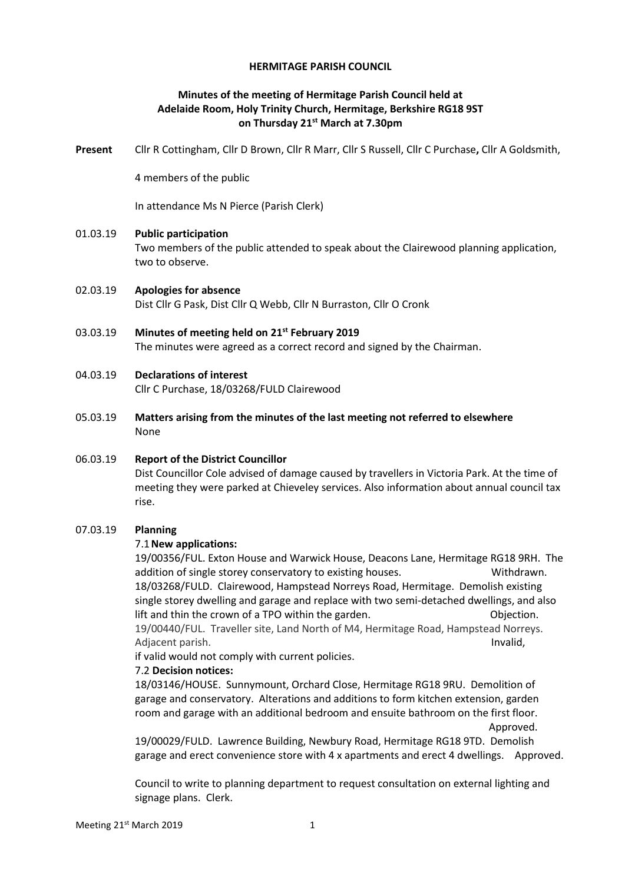**HERMITAGE PARISH COUNCIL**

**Minutes of the meeting of Hermitage Parish Council held at Adelaide Room, Holy Trinity Church, Hermitage, Berkshire RG18 9ST on Thursday 21st March at 7.30pm**

**Present** Cllr R Cottingham, Cllr D Brown, Cllr R Marr, Cllr S Russell, Cllr C Purchase**,** Cllr A Goldsmith,

4 members of the public

In attendance Ms N Pierce (Parish Clerk)

01.03.19 **Public participation**
Two members of the public attended to speak about the Clairewood planning application, two to observe.

02.03.19 **Apologies for absence**
Dist Cllr G Pask, Dist Cllr Q Webb, Cllr N Burraston, Cllr O Cronk

03.03.19 **Minutes of meeting held on 21st February 2019**
The minutes were agreed as a correct record and signed by the Chairman.

04.03.19 **Declarations of interest**
Cllr C Purchase, 18/03268/FULD Clairewood

05.03.19 **Matters arising from the minutes of the last meeting not referred to elsewhere**
None

06.03.19 **Report of the District Councillor**
Dist Councillor Cole advised of damage caused by travellers in Victoria Park. At the time of meeting they were parked at Chieveley services. Also information about annual council tax rise.

07.03.19 **Planning**

7.1 **New applications:**

19/00356/FUL. Exton House and Warwick House, Deacons Lane, Hermitage RG18 9RH. The addition of single storey conservatory to existing houses. Withdrawn.

18/03268/FULD. Clairewood, Hampstead Norreys Road, Hermitage. Demolish existing single storey dwelling and garage and replace with two semi-detached dwellings, and also lift and thin the crown of a TPO within the garden. Objection.

19/00440/FUL. Traveller site, Land North of M4, Hermitage Road, Hampstead Norreys. Adjacent parish. Invalid, if valid would not comply with current policies.

7.2 **Decision notices:**

18/03146/HOUSE. Sunnymount, Orchard Close, Hermitage RG18 9RU. Demolition of garage and conservatory. Alterations and additions to form kitchen extension, garden room and garage with an additional bedroom and ensuite bathroom on the first floor. Approved.

19/00029/FULD. Lawrence Building, Newbury Road, Hermitage RG18 9TD. Demolish garage and erect convenience store with 4 x apartments and erect 4 dwellings. Approved.

Council to write to planning department to request consultation on external lighting and signage plans. Clerk.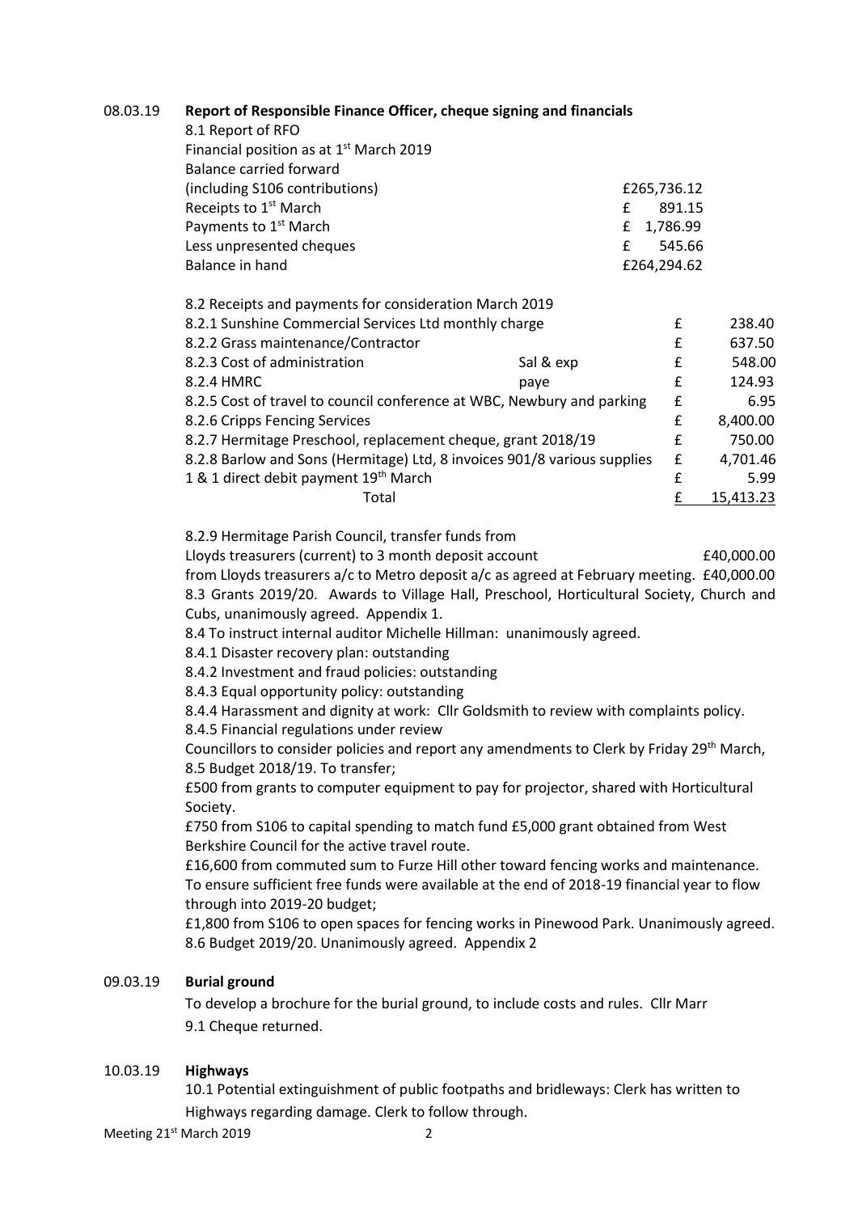08.03.19 **Report of Responsible Finance Officer, cheque signing and financials**

8.1 Report of RFO

Financial position as at 1st March 2019

| | |
|---|---|
| Balance carried forward | |
| (including S106 contributions) | £265,736.12 |
| Receipts to 1st March | £ 891.15 |
| Payments to 1st March | £ 1,786.99 |
| Less unpresented cheques | £ 545.66 |
| Balance in hand | £264,294.62 |

8.2 Receipts and payments for consideration March 2019

| | | | |
|---|---|---|---|
| 8.2.1 Sunshine Commercial Services Ltd monthly charge | | £ | 238.40 |
| 8.2.2 Grass maintenance/Contractor | | £ | 637.50 |
| 8.2.3 Cost of administration | Sal & exp | £ | 548.00 |
| 8.2.4 HMRC | paye | £ | 124.93 |
| 8.2.5 Cost of travel to council conference at WBC, Newbury and parking | | £ | 6.95 |
| 8.2.6 Cripps Fencing Services | | £ | 8,400.00 |
| 8.2.7 Hermitage Preschool, replacement cheque, grant 2018/19 | | £ | 750.00 |
| 8.2.8 Barlow and Sons (Hermitage) Ltd, 8 invoices 901/8 various supplies | | £ | 4,701.46 |
| 1 & 1 direct debit payment 19th March | | £ | 5.99 |
| Total | | £ | 15,413.23 |

8.2.9 Hermitage Parish Council, transfer funds from

Lloyds treasurers (current) to 3 month deposit account £40,000.00

from Lloyds treasurers a/c to Metro deposit a/c as agreed at February meeting. £40,000.00

8.3 Grants 2019/20. Awards to Village Hall, Preschool, Horticultural Society, Church and Cubs, unanimously agreed. Appendix 1.

8.4 To instruct internal auditor Michelle Hillman: unanimously agreed.

8.4.1 Disaster recovery plan: outstanding

8.4.2 Investment and fraud policies: outstanding

8.4.3 Equal opportunity policy: outstanding

8.4.4 Harassment and dignity at work: Cllr Goldsmith to review with complaints policy.

8.4.5 Financial regulations under review

Councillors to consider policies and report any amendments to Clerk by Friday 29th March,

8.5 Budget 2018/19. To transfer;

£500 from grants to computer equipment to pay for projector, shared with Horticultural Society.

£750 from S106 to capital spending to match fund £5,000 grant obtained from West Berkshire Council for the active travel route.

£16,600 from commuted sum to Furze Hill other toward fencing works and maintenance. To ensure sufficient free funds were available at the end of 2018-19 financial year to flow through into 2019-20 budget;

£1,800 from S106 to open spaces for fencing works in Pinewood Park. Unanimously agreed.

8.6 Budget 2019/20. Unanimously agreed. Appendix 2

09.03.19 **Burial ground**

To develop a brochure for the burial ground, to include costs and rules. Cllr Marr

9.1 Cheque returned.

10.03.19 **Highways**

10.1 Potential extinguishment of public footpaths and bridleways: Clerk has written to Highways regarding damage. Clerk to follow through.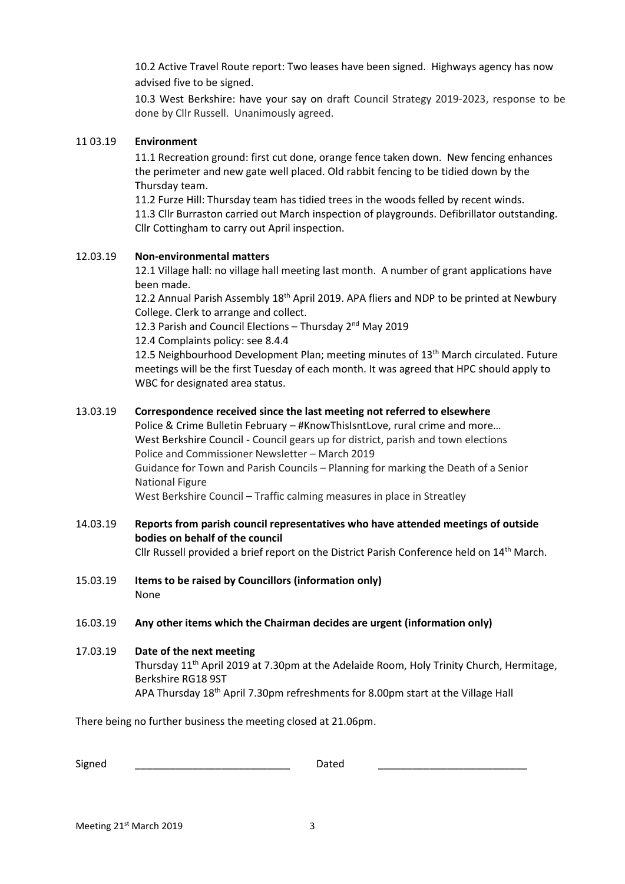10.2 Active Travel Route report: Two leases have been signed. Highways agency has now advised five to be signed.

10.3 West Berkshire: have your say on draft Council Strategy 2019-2023, response to be done by Cllr Russell. Unanimously agreed.

11 03.19 **Environment**

11.1 Recreation ground: first cut done, orange fence taken down. New fencing enhances the perimeter and new gate well placed. Old rabbit fencing to be tidied down by the Thursday team.

11.2 Furze Hill: Thursday team has tidied trees in the woods felled by recent winds.

11.3 Cllr Burraston carried out March inspection of playgrounds. Defibrillator outstanding. Cllr Cottingham to carry out April inspection.

12.03.19 **Non-environmental matters**

12.1 Village hall: no village hall meeting last month. A number of grant applications have been made.

12.2 Annual Parish Assembly 18th April 2019. APA fliers and NDP to be printed at Newbury College. Clerk to arrange and collect.

12.3 Parish and Council Elections – Thursday 2nd May 2019

12.4 Complaints policy: see 8.4.4

12.5 Neighbourhood Development Plan; meeting minutes of 13th March circulated. Future meetings will be the first Tuesday of each month. It was agreed that HPC should apply to WBC for designated area status.

13.03.19 **Correspondence received since the last meeting not referred to elsewhere**

Police & Crime Bulletin February – #KnowThisIsntLove, rural crime and more…
West Berkshire Council - Council gears up for district, parish and town elections
Police and Commissioner Newsletter – March 2019
Guidance for Town and Parish Councils – Planning for marking the Death of a Senior National Figure
West Berkshire Council – Traffic calming measures in place in Streatley

14.03.19 **Reports from parish council representatives who have attended meetings of outside bodies on behalf of the council**

Cllr Russell provided a brief report on the District Parish Conference held on 14th March.

15.03.19 **Items to be raised by Councillors (information only)**

None

16.03.19 **Any other items which the Chairman decides are urgent (information only)**

17.03.19 **Date of the next meeting**

Thursday 11th April 2019 at 7.30pm at the Adelaide Room, Holy Trinity Church, Hermitage, Berkshire RG18 9ST
APA Thursday 18th April 7.30pm refreshments for 8.00pm start at the Village Hall

There being no further business the meeting closed at 21.06pm.

Signed \_\_\_\_\_\_\_\_\_\_\_\_\_\_\_\_\_\_\_\_\_\_\_\_\_\_ Dated \_\_\_\_\_\_\_\_\_\_\_\_\_\_\_\_\_\_\_\_\_\_\_\_\_\_

Meeting 21st March 2019